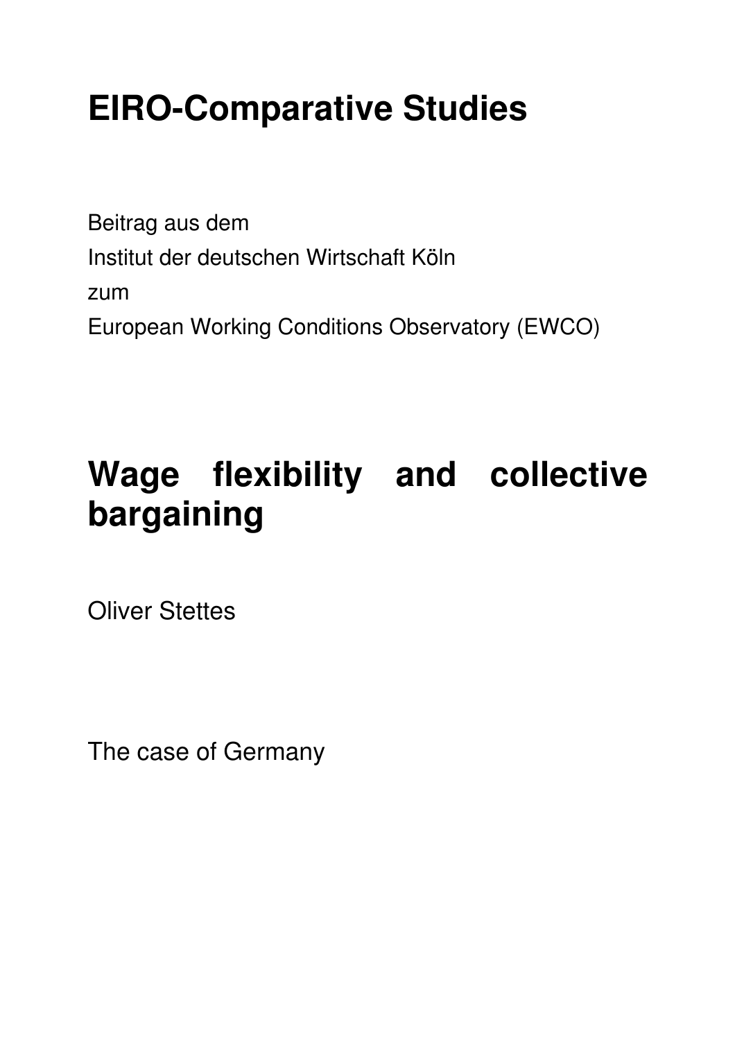# EIRO-Comparative Studies

Beitrag aus dem
Institut der deutschen Wirtschaft Köln
zum
European Working Conditions Observatory (EWCO)

# Wage flexibility and collective bargaining

Oliver Stettes

The case of Germany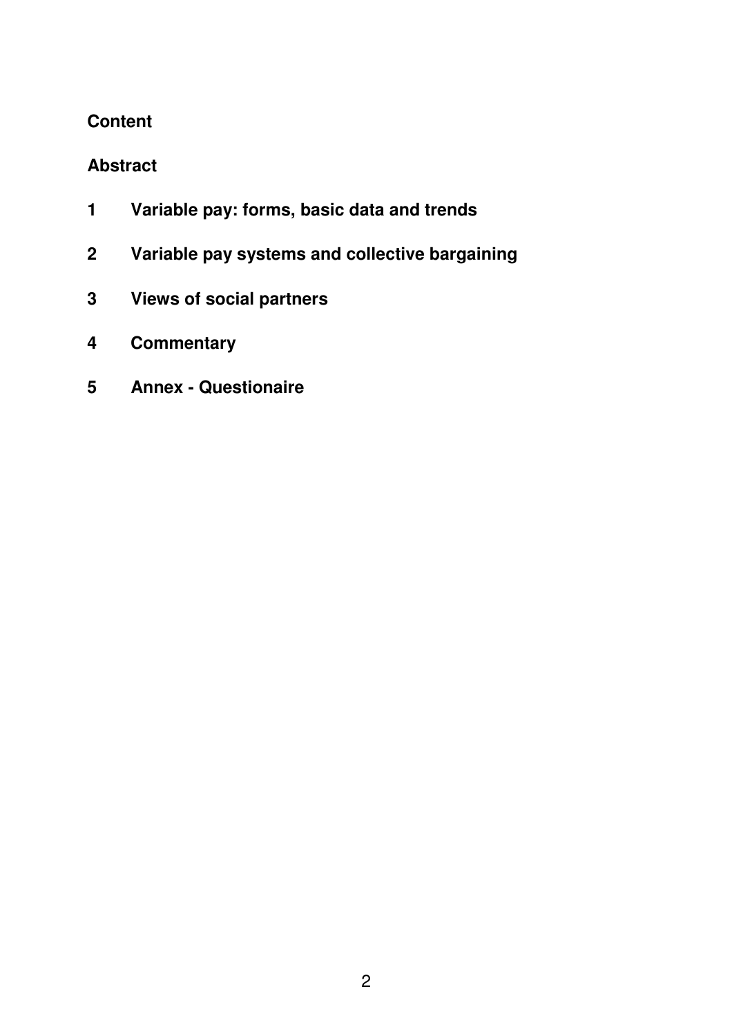**Content**

**Abstract**

**1 Variable pay: forms, basic data and trends**

**2 Variable pay systems and collective bargaining**

**3 Views of social partners**

**4 Commentary**

**5 Annex - Questionaire**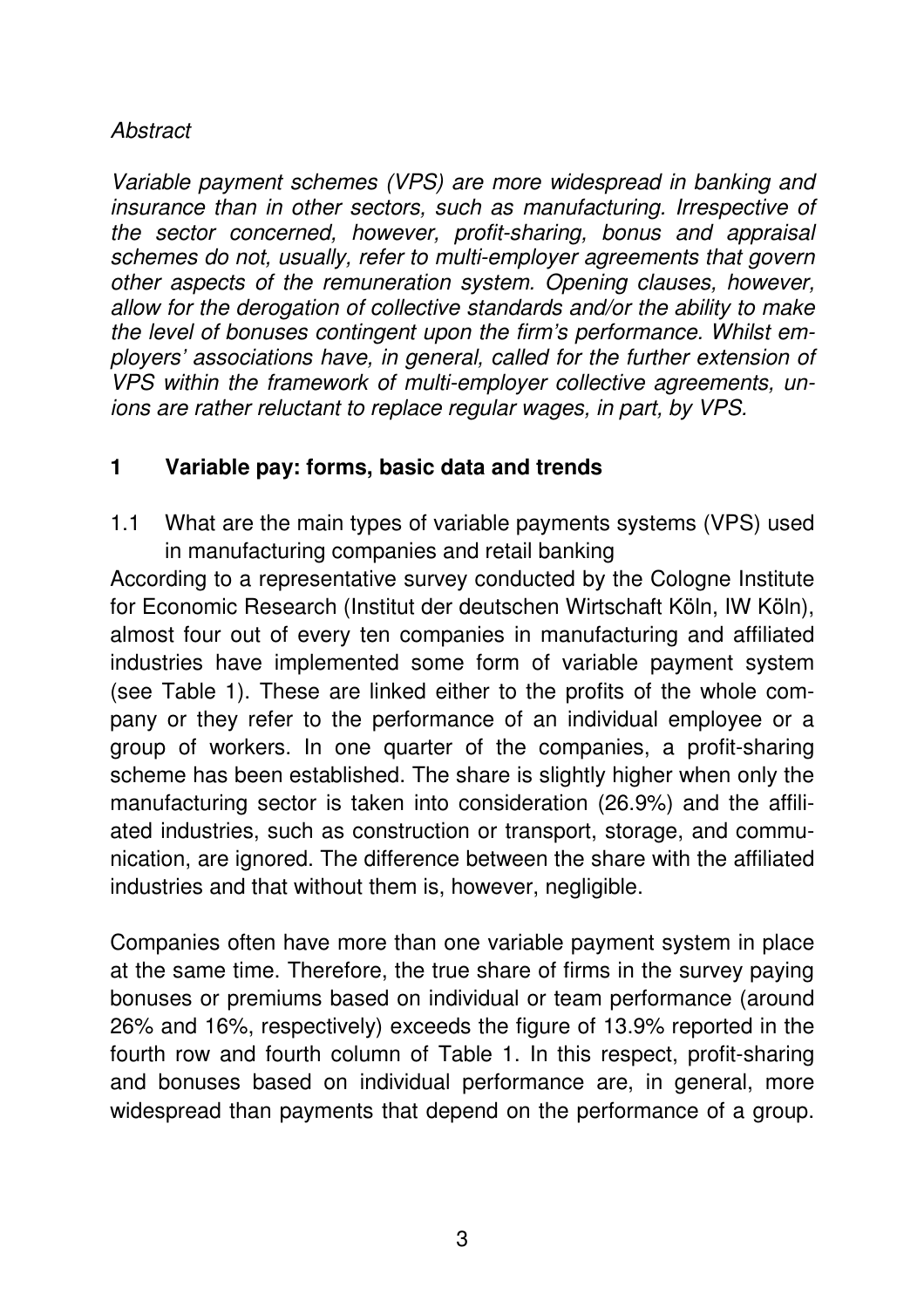*Abstract*

*Variable payment schemes (VPS) are more widespread in banking and insurance than in other sectors, such as manufacturing. Irrespective of the sector concerned, however, profit-sharing, bonus and appraisal schemes do not, usually, refer to multi-employer agreements that govern other aspects of the remuneration system. Opening clauses, however, allow for the derogation of collective standards and/or the ability to make the level of bonuses contingent upon the firm's performance. Whilst employers' associations have, in general, called for the further extension of VPS within the framework of multi-employer collective agreements, unions are rather reluctant to replace regular wages, in part, by VPS.*

## 1 Variable pay: forms, basic data and trends

### 1.1 What are the main types of variable payments systems (VPS) used in manufacturing companies and retail banking

According to a representative survey conducted by the Cologne Institute for Economic Research (Institut der deutschen Wirtschaft Köln, IW Köln), almost four out of every ten companies in manufacturing and affiliated industries have implemented some form of variable payment system (see Table 1). These are linked either to the profits of the whole company or they refer to the performance of an individual employee or a group of workers. In one quarter of the companies, a profit-sharing scheme has been established. The share is slightly higher when only the manufacturing sector is taken into consideration (26.9%) and the affiliated industries, such as construction or transport, storage, and communication, are ignored. The difference between the share with the affiliated industries and that without them is, however, negligible.

Companies often have more than one variable payment system in place at the same time. Therefore, the true share of firms in the survey paying bonuses or premiums based on individual or team performance (around 26% and 16%, respectively) exceeds the figure of 13.9% reported in the fourth row and fourth column of Table 1. In this respect, profit-sharing and bonuses based on individual performance are, in general, more widespread than payments that depend on the performance of a group.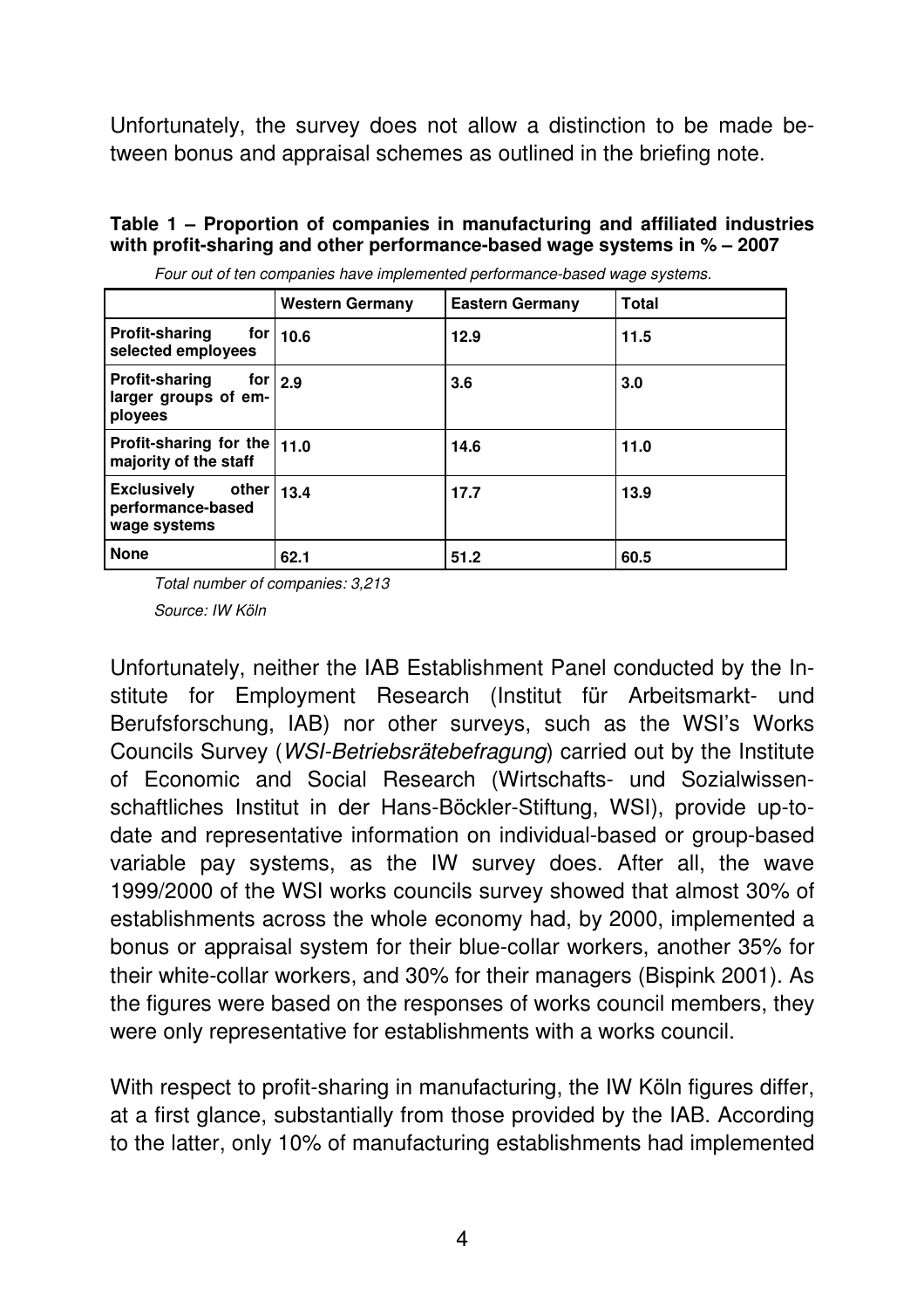Unfortunately, the survey does not allow a distinction to be made between bonus and appraisal schemes as outlined in the briefing note.

**Table 1 – Proportion of companies in manufacturing and affiliated industries with profit-sharing and other performance-based wage systems in % – 2007**

*Four out of ten companies have implemented performance-based wage systems.*

| | Western Germany | Eastern Germany | Total |
|---|---|---|---|
| **Profit-sharing for selected employees** | 10.6 | 12.9 | 11.5 |
| **Profit-sharing for larger groups of employees** | 2.9 | 3.6 | 3.0 |
| **Profit-sharing for the majority of the staff** | 11.0 | 14.6 | 11.0 |
| **Exclusively other performance-based wage systems** | 13.4 | 17.7 | 13.9 |
| **None** | 62.1 | 51.2 | 60.5 |

*Total number of companies: 3,213*

*Source: IW Köln*

Unfortunately, neither the IAB Establishment Panel conducted by the Institute for Employment Research (Institut für Arbeitsmarkt- und Berufsforschung, IAB) nor other surveys, such as the WSI's Works Councils Survey (*WSI-Betriebsrätebefragung*) carried out by the Institute of Economic and Social Research (Wirtschafts- und Sozialwissenschaftliches Institut in der Hans-Böckler-Stiftung, WSI), provide up-to-date and representative information on individual-based or group-based variable pay systems, as the IW survey does. After all, the wave 1999/2000 of the WSI works councils survey showed that almost 30% of establishments across the whole economy had, by 2000, implemented a bonus or appraisal system for their blue-collar workers, another 35% for their white-collar workers, and 30% for their managers (Bispink 2001). As the figures were based on the responses of works council members, they were only representative for establishments with a works council.

With respect to profit-sharing in manufacturing, the IW Köln figures differ, at a first glance, substantially from those provided by the IAB. According to the latter, only 10% of manufacturing establishments had implemented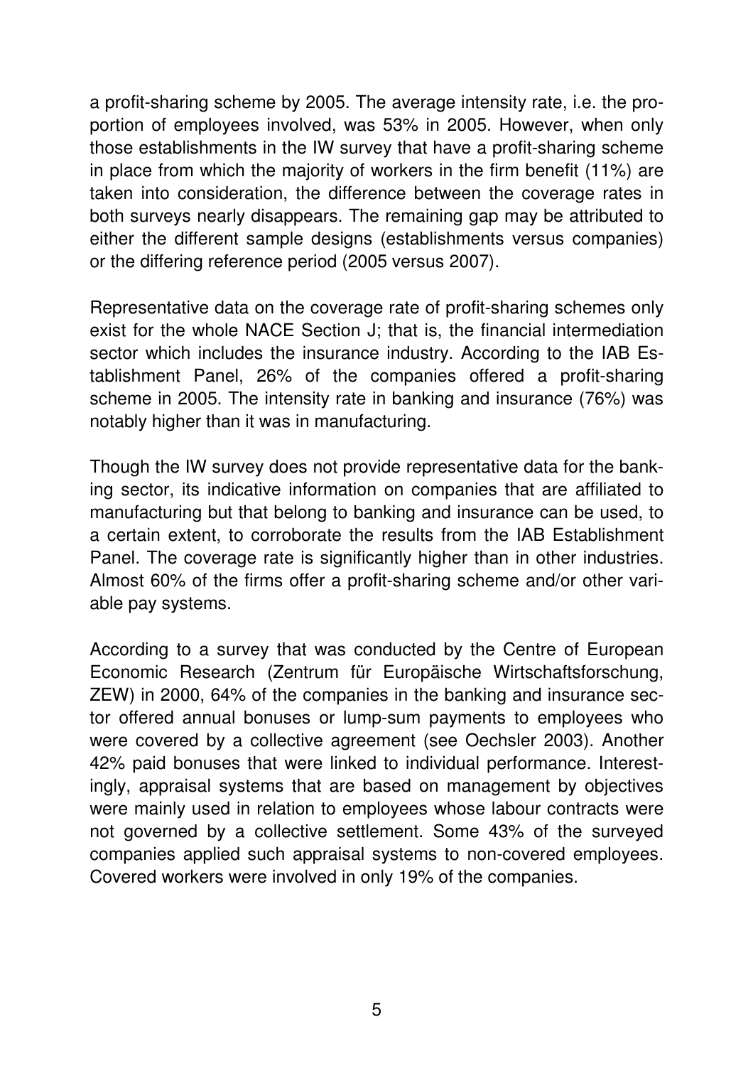a profit-sharing scheme by 2005. The average intensity rate, i.e. the proportion of employees involved, was 53% in 2005. However, when only those establishments in the IW survey that have a profit-sharing scheme in place from which the majority of workers in the firm benefit (11%) are taken into consideration, the difference between the coverage rates in both surveys nearly disappears. The remaining gap may be attributed to either the different sample designs (establishments versus companies) or the differing reference period (2005 versus 2007).

Representative data on the coverage rate of profit-sharing schemes only exist for the whole NACE Section J; that is, the financial intermediation sector which includes the insurance industry. According to the IAB Establishment Panel, 26% of the companies offered a profit-sharing scheme in 2005. The intensity rate in banking and insurance (76%) was notably higher than it was in manufacturing.

Though the IW survey does not provide representative data for the banking sector, its indicative information on companies that are affiliated to manufacturing but that belong to banking and insurance can be used, to a certain extent, to corroborate the results from the IAB Establishment Panel. The coverage rate is significantly higher than in other industries. Almost 60% of the firms offer a profit-sharing scheme and/or other variable pay systems.

According to a survey that was conducted by the Centre of European Economic Research (Zentrum für Europäische Wirtschaftsforschung, ZEW) in 2000, 64% of the companies in the banking and insurance sector offered annual bonuses or lump-sum payments to employees who were covered by a collective agreement (see Oechsler 2003). Another 42% paid bonuses that were linked to individual performance. Interestingly, appraisal systems that are based on management by objectives were mainly used in relation to employees whose labour contracts were not governed by a collective settlement. Some 43% of the surveyed companies applied such appraisal systems to non-covered employees. Covered workers were involved in only 19% of the companies.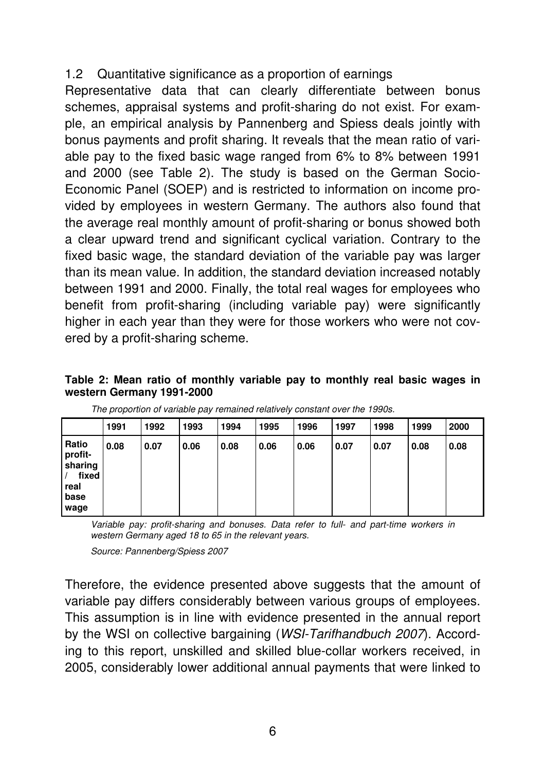## 1.2 Quantitative significance as a proportion of earnings

Representative data that can clearly differentiate between bonus schemes, appraisal systems and profit-sharing do not exist. For example, an empirical analysis by Pannenberg and Spiess deals jointly with bonus payments and profit sharing. It reveals that the mean ratio of variable pay to the fixed basic wage ranged from 6% to 8% between 1991 and 2000 (see Table 2). The study is based on the German Socio-Economic Panel (SOEP) and is restricted to information on income provided by employees in western Germany. The authors also found that the average real monthly amount of profit-sharing or bonus showed both a clear upward trend and significant cyclical variation. Contrary to the fixed basic wage, the standard deviation of the variable pay was larger than its mean value. In addition, the standard deviation increased notably between 1991 and 2000. Finally, the total real wages for employees who benefit from profit-sharing (including variable pay) were significantly higher in each year than they were for those workers who were not covered by a profit-sharing scheme.

**Table 2: Mean ratio of monthly variable pay to monthly real basic wages in western Germany 1991-2000**

*The proportion of variable pay remained relatively constant over the 1990s.*

| | 1991 | 1992 | 1993 | 1994 | 1995 | 1996 | 1997 | 1998 | 1999 | 2000 |
|---|---|---|---|---|---|---|---|---|---|---|
| **Ratio profit-sharing / fixed real base wage** | **0.08** | **0.07** | **0.06** | **0.08** | **0.06** | **0.06** | **0.07** | **0.07** | **0.08** | **0.08** |

*Variable pay: profit-sharing and bonuses. Data refer to full- and part-time workers in western Germany aged 18 to 65 in the relevant years.*

*Source: Pannenberg/Spiess 2007*

Therefore, the evidence presented above suggests that the amount of variable pay differs considerably between various groups of employees. This assumption is in line with evidence presented in the annual report by the WSI on collective bargaining (*WSI-Tarifhandbuch 2007*). According to this report, unskilled and skilled blue-collar workers received, in 2005, considerably lower additional annual payments that were linked to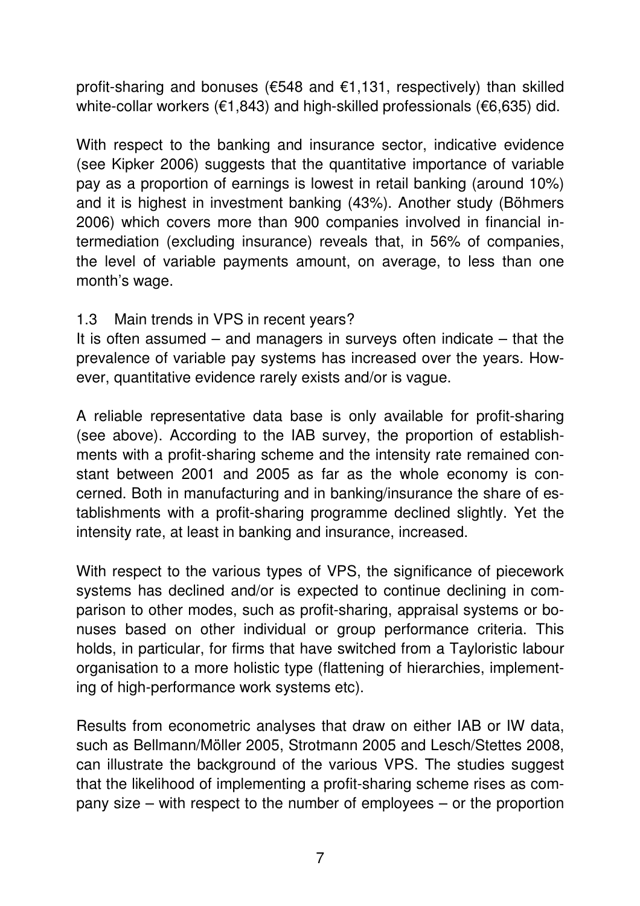profit-sharing and bonuses (€548 and €1,131, respectively) than skilled white-collar workers (€1,843) and high-skilled professionals (€6,635) did.

With respect to the banking and insurance sector, indicative evidence (see Kipker 2006) suggests that the quantitative importance of variable pay as a proportion of earnings is lowest in retail banking (around 10%) and it is highest in investment banking (43%). Another study (Böhmers 2006) which covers more than 900 companies involved in financial intermediation (excluding insurance) reveals that, in 56% of companies, the level of variable payments amount, on average, to less than one month's wage.

### 1.3 Main trends in VPS in recent years?

It is often assumed – and managers in surveys often indicate – that the prevalence of variable pay systems has increased over the years. However, quantitative evidence rarely exists and/or is vague.

A reliable representative data base is only available for profit-sharing (see above). According to the IAB survey, the proportion of establishments with a profit-sharing scheme and the intensity rate remained constant between 2001 and 2005 as far as the whole economy is concerned. Both in manufacturing and in banking/insurance the share of establishments with a profit-sharing programme declined slightly. Yet the intensity rate, at least in banking and insurance, increased.

With respect to the various types of VPS, the significance of piecework systems has declined and/or is expected to continue declining in comparison to other modes, such as profit-sharing, appraisal systems or bonuses based on other individual or group performance criteria. This holds, in particular, for firms that have switched from a Tayloristic labour organisation to a more holistic type (flattening of hierarchies, implementing of high-performance work systems etc).

Results from econometric analyses that draw on either IAB or IW data, such as Bellmann/Möller 2005, Strotmann 2005 and Lesch/Stettes 2008, can illustrate the background of the various VPS. The studies suggest that the likelihood of implementing a profit-sharing scheme rises as company size – with respect to the number of employees – or the proportion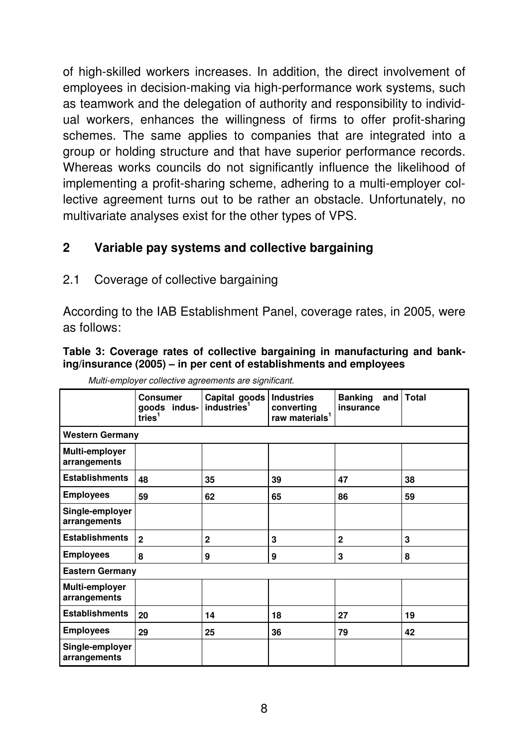of high-skilled workers increases. In addition, the direct involvement of employees in decision-making via high-performance work systems, such as teamwork and the delegation of authority and responsibility to individual workers, enhances the willingness of firms to offer profit-sharing schemes. The same applies to companies that are integrated into a group or holding structure and that have superior performance records. Whereas works councils do not significantly influence the likelihood of implementing a profit-sharing scheme, adhering to a multi-employer collective agreement turns out to be rather an obstacle. Unfortunately, no multivariate analyses exist for the other types of VPS.

## 2 Variable pay systems and collective bargaining

### 2.1 Coverage of collective bargaining

According to the IAB Establishment Panel, coverage rates, in 2005, were as follows:

**Table 3: Coverage rates of collective bargaining in manufacturing and banking/insurance (2005) – in per cent of establishments and employees**

*Multi-employer collective agreements are significant.*

| | Consumer goods industries[1] | Capital goods industries[1] | Industries converting raw materials[1] | Banking and insurance | Total |
|---|---|---|---|---|---|
| **Western Germany** | | | | | |
| **Multi-employer arrangements** | | | | | |
| **Establishments** | 48 | 35 | 39 | 47 | 38 |
| **Employees** | 59 | 62 | 65 | 86 | 59 |
| **Single-employer arrangements** | | | | | |
| **Establishments** | 2 | 2 | 3 | 2 | 3 |
| **Employees** | 8 | 9 | 9 | 3 | 8 |
| **Eastern Germany** | | | | | |
| **Multi-employer arrangements** | | | | | |
| **Establishments** | 20 | 14 | 18 | 27 | 19 |
| **Employees** | 29 | 25 | 36 | 79 | 42 |
| **Single-employer arrangements** | | | | | |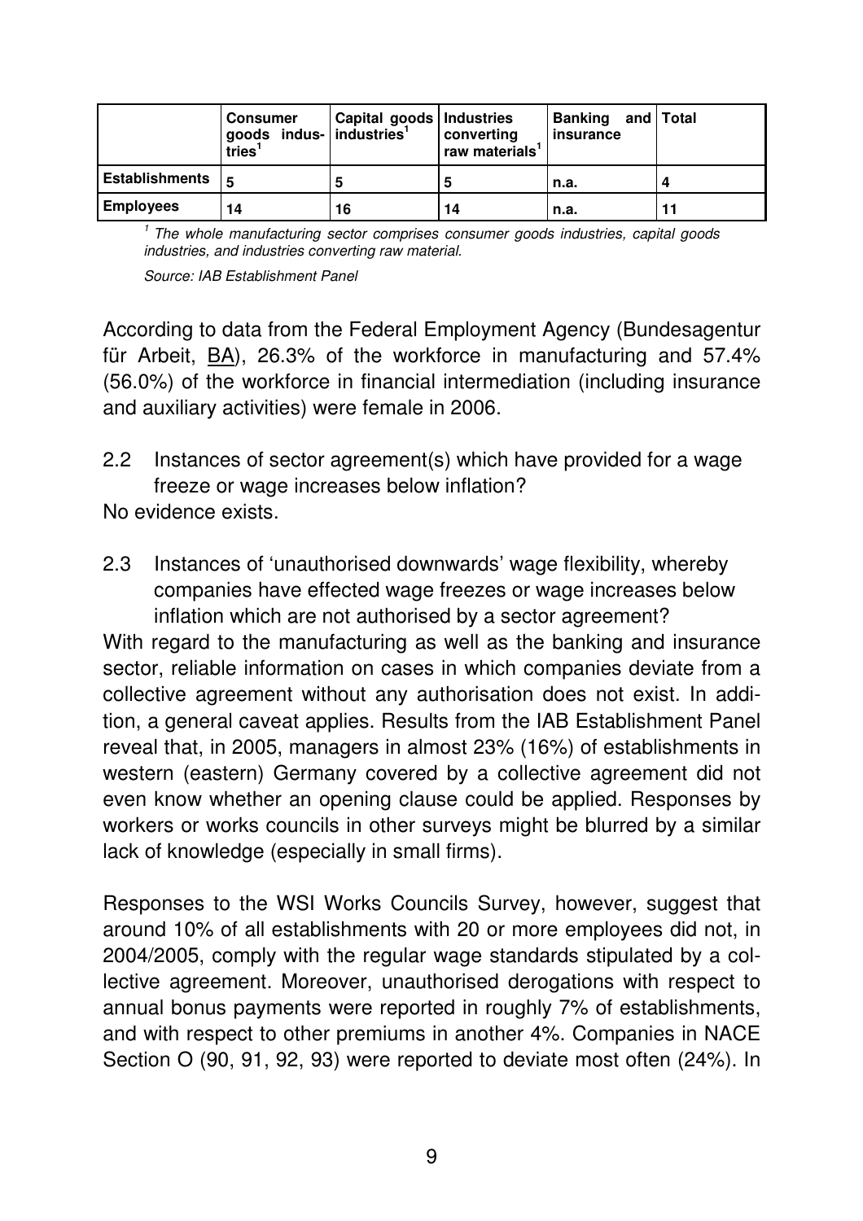| | Consumer goods industries[1] | Capital goods industries[1] | Industries converting raw materials[1] | Banking and insurance | Total |
|---|---|---|---|---|---|
| **Establishments** | **5** | **5** | **5** | **n.a.** | **4** |
| **Employees** | **14** | **16** | **14** | **n.a.** | **11** |

*[1] The whole manufacturing sector comprises consumer goods industries, capital goods industries, and industries converting raw material.*

*Source: IAB Establishment Panel*

According to data from the Federal Employment Agency (Bundesagentur für Arbeit, BA), 26.3% of the workforce in manufacturing and 57.4% (56.0%) of the workforce in financial intermediation (including insurance and auxiliary activities) were female in 2006.

2.2 Instances of sector agreement(s) which have provided for a wage freeze or wage increases below inflation?

No evidence exists.

2.3 Instances of 'unauthorised downwards' wage flexibility, whereby companies have effected wage freezes or wage increases below inflation which are not authorised by a sector agreement?

With regard to the manufacturing as well as the banking and insurance sector, reliable information on cases in which companies deviate from a collective agreement without any authorisation does not exist. In addition, a general caveat applies. Results from the IAB Establishment Panel reveal that, in 2005, managers in almost 23% (16%) of establishments in western (eastern) Germany covered by a collective agreement did not even know whether an opening clause could be applied. Responses by workers or works councils in other surveys might be blurred by a similar lack of knowledge (especially in small firms).

Responses to the WSI Works Councils Survey, however, suggest that around 10% of all establishments with 20 or more employees did not, in 2004/2005, comply with the regular wage standards stipulated by a collective agreement. Moreover, unauthorised derogations with respect to annual bonus payments were reported in roughly 7% of establishments, and with respect to other premiums in another 4%. Companies in NACE Section O (90, 91, 92, 93) were reported to deviate most often (24%). In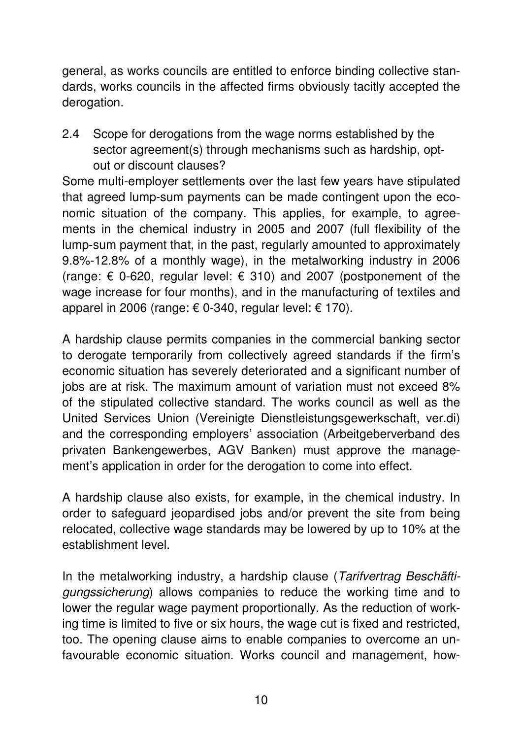general, as works councils are entitled to enforce binding collective standards, works councils in the affected firms obviously tacitly accepted the derogation.

### 2.4 Scope for derogations from the wage norms established by the sector agreement(s) through mechanisms such as hardship, opt-out or discount clauses?

Some multi-employer settlements over the last few years have stipulated that agreed lump-sum payments can be made contingent upon the economic situation of the company. This applies, for example, to agreements in the chemical industry in 2005 and 2007 (full flexibility of the lump-sum payment that, in the past, regularly amounted to approximately 9.8%-12.8% of a monthly wage), in the metalworking industry in 2006 (range: € 0-620, regular level: € 310) and 2007 (postponement of the wage increase for four months), and in the manufacturing of textiles and apparel in 2006 (range: € 0-340, regular level: € 170).

A hardship clause permits companies in the commercial banking sector to derogate temporarily from collectively agreed standards if the firm's economic situation has severely deteriorated and a significant number of jobs are at risk. The maximum amount of variation must not exceed 8% of the stipulated collective standard. The works council as well as the United Services Union (Vereinigte Dienstleistungsgewerkschaft, ver.di) and the corresponding employers' association (Arbeitgeberverband des privaten Bankengewerbes, AGV Banken) must approve the management's application in order for the derogation to come into effect.

A hardship clause also exists, for example, in the chemical industry. In order to safeguard jeopardised jobs and/or prevent the site from being relocated, collective wage standards may be lowered by up to 10% at the establishment level.

In the metalworking industry, a hardship clause (*Tarifvertrag Beschäftigungssicherung*) allows companies to reduce the working time and to lower the regular wage payment proportionally. As the reduction of working time is limited to five or six hours, the wage cut is fixed and restricted, too. The opening clause aims to enable companies to overcome an unfavourable economic situation. Works council and management, how-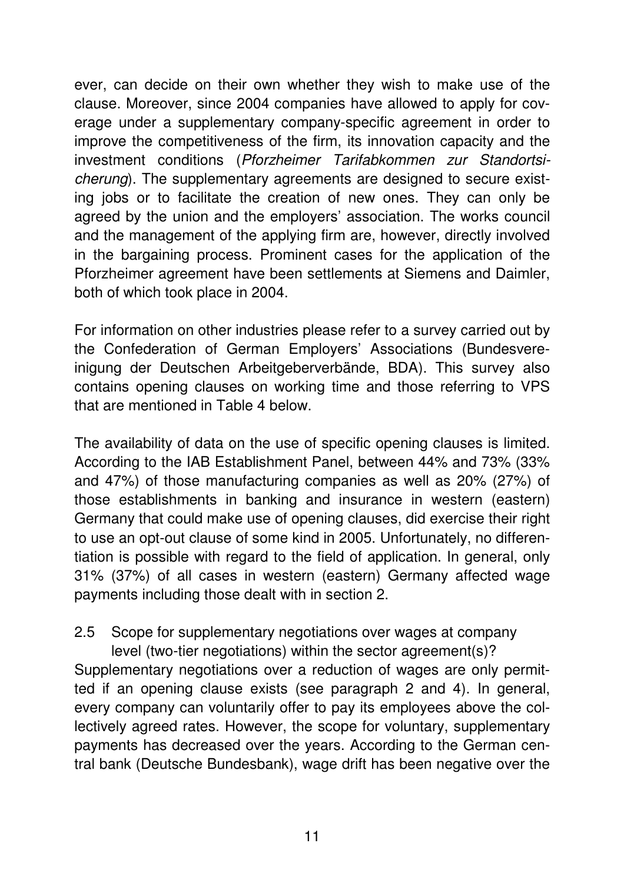ever, can decide on their own whether they wish to make use of the clause. Moreover, since 2004 companies have allowed to apply for coverage under a supplementary company-specific agreement in order to improve the competitiveness of the firm, its innovation capacity and the investment conditions (*Pforzheimer Tarifabkommen zur Standortsicherung*). The supplementary agreements are designed to secure existing jobs or to facilitate the creation of new ones. They can only be agreed by the union and the employers' association. The works council and the management of the applying firm are, however, directly involved in the bargaining process. Prominent cases for the application of the Pforzheimer agreement have been settlements at Siemens and Daimler, both of which took place in 2004.

For information on other industries please refer to a survey carried out by the Confederation of German Employers' Associations (Bundesvereinigung der Deutschen Arbeitgeberverbände, BDA). This survey also contains opening clauses on working time and those referring to VPS that are mentioned in Table 4 below.

The availability of data on the use of specific opening clauses is limited. According to the IAB Establishment Panel, between 44% and 73% (33% and 47%) of those manufacturing companies as well as 20% (27%) of those establishments in banking and insurance in western (eastern) Germany that could make use of opening clauses, did exercise their right to use an opt-out clause of some kind in 2005. Unfortunately, no differentiation is possible with regard to the field of application. In general, only 31% (37%) of all cases in western (eastern) Germany affected wage payments including those dealt with in section 2.

### 2.5 Scope for supplementary negotiations over wages at company level (two-tier negotiations) within the sector agreement(s)?

Supplementary negotiations over a reduction of wages are only permitted if an opening clause exists (see paragraph 2 and 4). In general, every company can voluntarily offer to pay its employees above the collectively agreed rates. However, the scope for voluntary, supplementary payments has decreased over the years. According to the German central bank (Deutsche Bundesbank), wage drift has been negative over the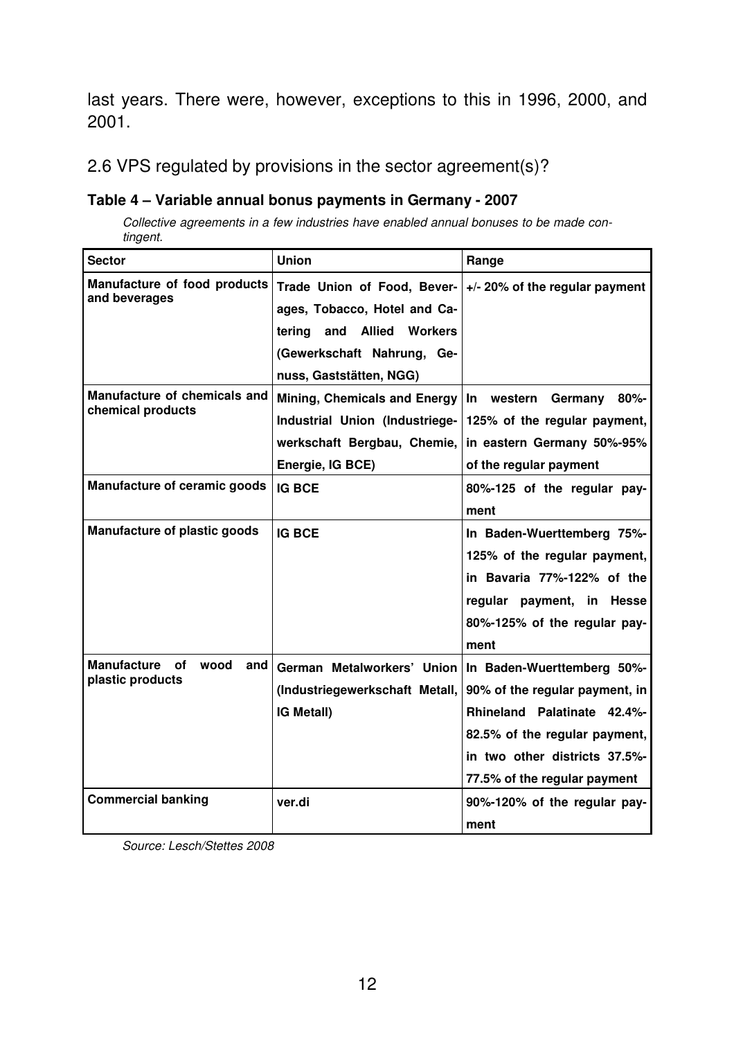last years. There were, however, exceptions to this in 1996, 2000, and 2001.

## 2.6 VPS regulated by provisions in the sector agreement(s)?

### Table 4 – Variable annual bonus payments in Germany - 2007

*Collective agreements in a few industries have enabled annual bonuses to be made contingent.*

| Sector | Union | Range |
|---|---|---|
| **Manufacture of food products and beverages** | **Trade Union of Food, Beverages, Tobacco, Hotel and Catering and Allied Workers (Gewerkschaft Nahrung, Genuss, Gaststätten, NGG)** | **+/- 20% of the regular payment** |
| **Manufacture of chemicals and chemical products** | **Mining, Chemicals and Energy Industrial Union (Industriegewerkschaft Bergbau, Chemie, Energie, IG BCE)** | **In western Germany 80%-125% of the regular payment, in eastern Germany 50%-95% of the regular payment** |
| **Manufacture of ceramic goods** | **IG BCE** | **80%-125 of the regular payment** |
| **Manufacture of plastic goods** | **IG BCE** | **In Baden-Wuerttemberg 75%-125% of the regular payment, in Bavaria 77%-122% of the regular payment, in Hesse 80%-125% of the regular payment** |
| **Manufacture of wood and plastic products** | **German Metalworkers' Union (Industriegewerkschaft Metall, IG Metall)** | **In Baden-Wuerttemberg 50%-90% of the regular payment, in Rhineland Palatinate 42.4%-82.5% of the regular payment, in two other districts 37.5%-77.5% of the regular payment** |
| **Commercial banking** | **ver.di** | **90%-120% of the regular payment** |

*Source: Lesch/Stettes 2008*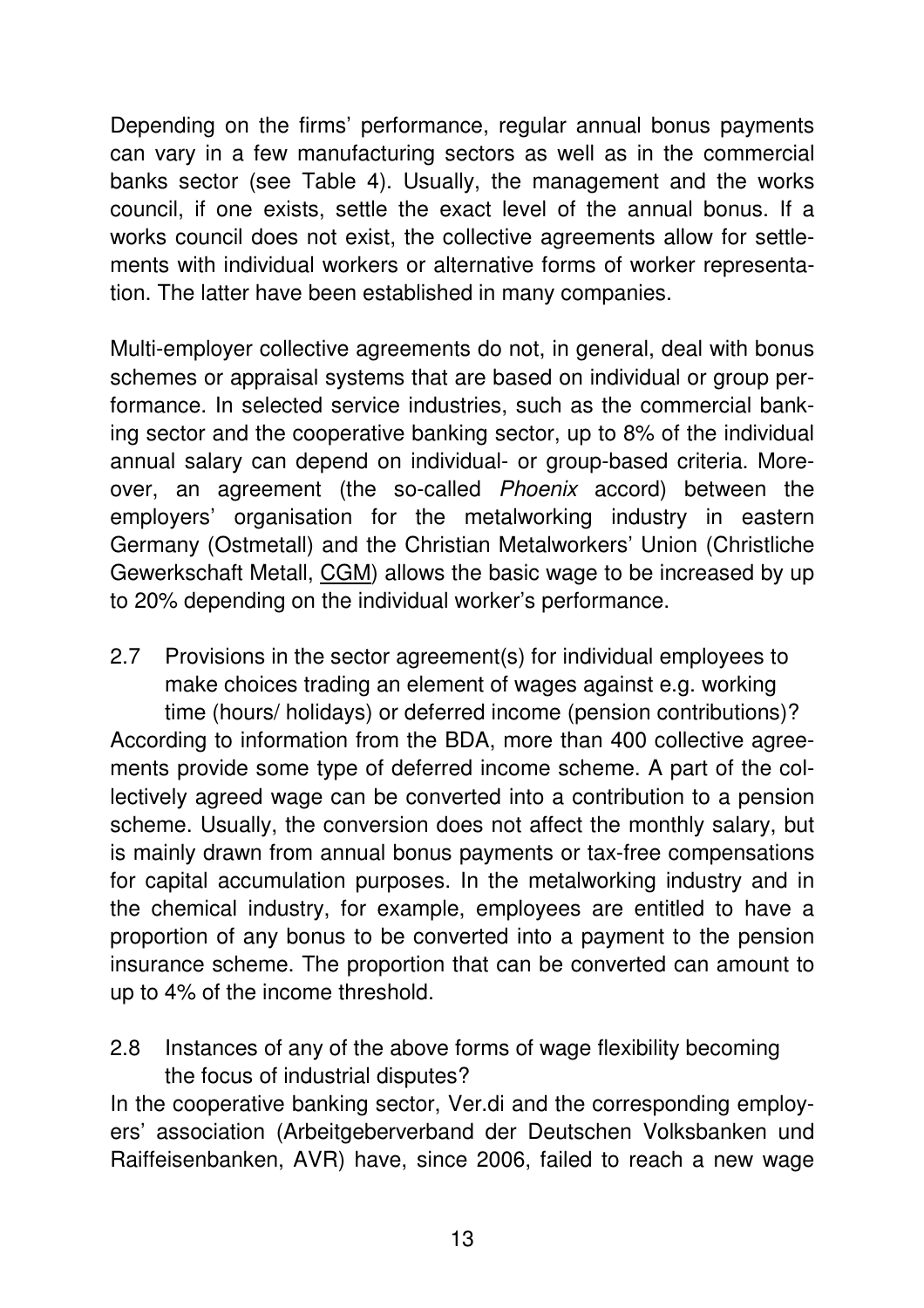Depending on the firms' performance, regular annual bonus payments can vary in a few manufacturing sectors as well as in the commercial banks sector (see Table 4). Usually, the management and the works council, if one exists, settle the exact level of the annual bonus. If a works council does not exist, the collective agreements allow for settlements with individual workers or alternative forms of worker representation. The latter have been established in many companies.

Multi-employer collective agreements do not, in general, deal with bonus schemes or appraisal systems that are based on individual or group performance. In selected service industries, such as the commercial banking sector and the cooperative banking sector, up to 8% of the individual annual salary can depend on individual- or group-based criteria. Moreover, an agreement (the so-called *Phoenix* accord) between the employers' organisation for the metalworking industry in eastern Germany (Ostmetall) and the Christian Metalworkers' Union (Christliche Gewerkschaft Metall, CGM) allows the basic wage to be increased by up to 20% depending on the individual worker's performance.

### 2.7 Provisions in the sector agreement(s) for individual employees to make choices trading an element of wages against e.g. working time (hours/ holidays) or deferred income (pension contributions)?

According to information from the BDA, more than 400 collective agreements provide some type of deferred income scheme. A part of the collectively agreed wage can be converted into a contribution to a pension scheme. Usually, the conversion does not affect the monthly salary, but is mainly drawn from annual bonus payments or tax-free compensations for capital accumulation purposes. In the metalworking industry and in the chemical industry, for example, employees are entitled to have a proportion of any bonus to be converted into a payment to the pension insurance scheme. The proportion that can be converted can amount to up to 4% of the income threshold.

### 2.8 Instances of any of the above forms of wage flexibility becoming the focus of industrial disputes?

In the cooperative banking sector, Ver.di and the corresponding employers' association (Arbeitgeberverband der Deutschen Volksbanken und Raiffeisenbanken, AVR) have, since 2006, failed to reach a new wage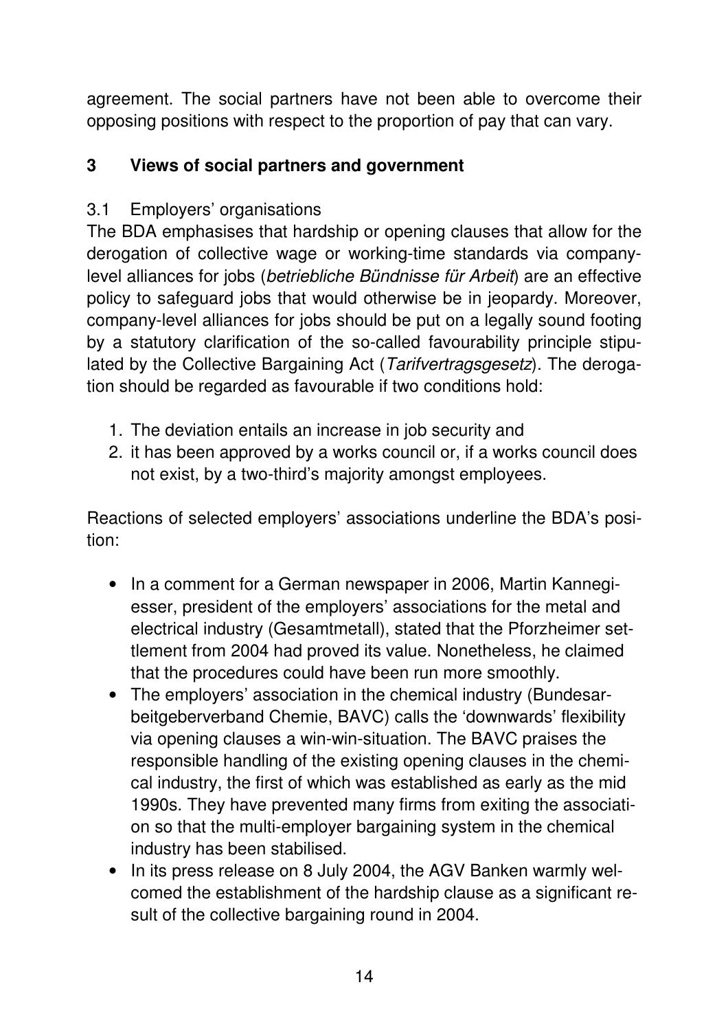agreement. The social partners have not been able to overcome their opposing positions with respect to the proportion of pay that can vary.

## 3 Views of social partners and government

### 3.1 Employers' organisations

The BDA emphasises that hardship or opening clauses that allow for the derogation of collective wage or working-time standards via company-level alliances for jobs (*betriebliche Bündnisse für Arbeit*) are an effective policy to safeguard jobs that would otherwise be in jeopardy. Moreover, company-level alliances for jobs should be put on a legally sound footing by a statutory clarification of the so-called favourability principle stipulated by the Collective Bargaining Act (*Tarifvertragsgesetz*). The derogation should be regarded as favourable if two conditions hold:

1. The deviation entails an increase in job security and
2. it has been approved by a works council or, if a works council does not exist, by a two-third's majority amongst employees.

Reactions of selected employers' associations underline the BDA's position:

- In a comment for a German newspaper in 2006, Martin Kannegiesser, president of the employers' associations for the metal and electrical industry (Gesamtmetall), stated that the Pforzheimer settlement from 2004 had proved its value. Nonetheless, he claimed that the procedures could have been run more smoothly.
- The employers' association in the chemical industry (Bundesarbeitgeberverband Chemie, BAVC) calls the 'downwards' flexibility via opening clauses a win-win-situation. The BAVC praises the responsible handling of the existing opening clauses in the chemical industry, the first of which was established as early as the mid 1990s. They have prevented many firms from exiting the association so that the multi-employer bargaining system in the chemical industry has been stabilised.
- In its press release on 8 July 2004, the AGV Banken warmly welcomed the establishment of the hardship clause as a significant result of the collective bargaining round in 2004.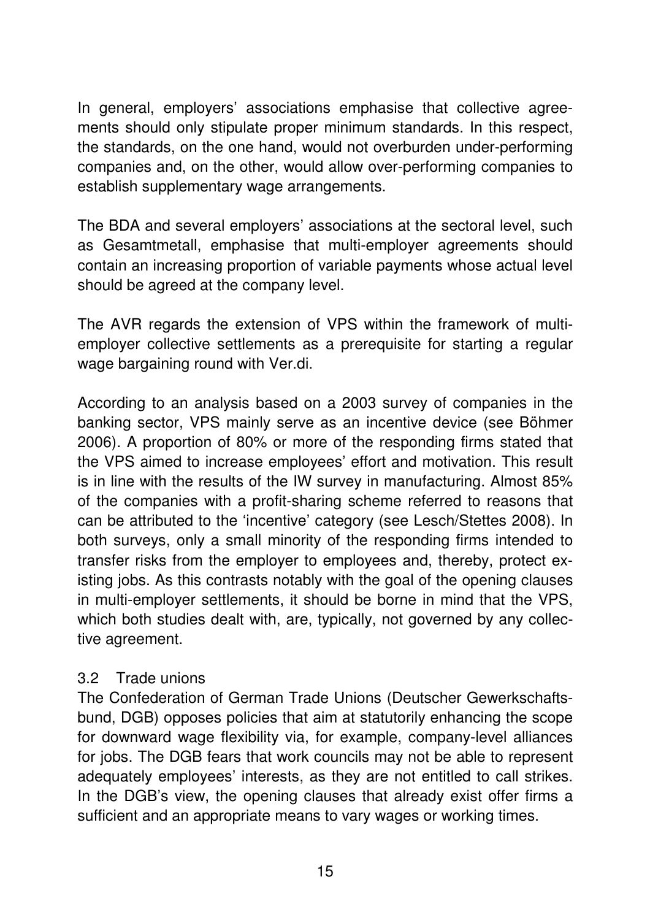In general, employers' associations emphasise that collective agreements should only stipulate proper minimum standards. In this respect, the standards, on the one hand, would not overburden under-performing companies and, on the other, would allow over-performing companies to establish supplementary wage arrangements.

The BDA and several employers' associations at the sectoral level, such as Gesamtmetall, emphasise that multi-employer agreements should contain an increasing proportion of variable payments whose actual level should be agreed at the company level.

The AVR regards the extension of VPS within the framework of multi-employer collective settlements as a prerequisite for starting a regular wage bargaining round with Ver.di.

According to an analysis based on a 2003 survey of companies in the banking sector, VPS mainly serve as an incentive device (see Böhmer 2006). A proportion of 80% or more of the responding firms stated that the VPS aimed to increase employees' effort and motivation. This result is in line with the results of the IW survey in manufacturing. Almost 85% of the companies with a profit-sharing scheme referred to reasons that can be attributed to the 'incentive' category (see Lesch/Stettes 2008). In both surveys, only a small minority of the responding firms intended to transfer risks from the employer to employees and, thereby, protect existing jobs. As this contrasts notably with the goal of the opening clauses in multi-employer settlements, it should be borne in mind that the VPS, which both studies dealt with, are, typically, not governed by any collective agreement.

### 3.2 Trade unions

The Confederation of German Trade Unions (Deutscher Gewerkschaftsbund, DGB) opposes policies that aim at statutorily enhancing the scope for downward wage flexibility via, for example, company-level alliances for jobs. The DGB fears that work councils may not be able to represent adequately employees' interests, as they are not entitled to call strikes. In the DGB's view, the opening clauses that already exist offer firms a sufficient and an appropriate means to vary wages or working times.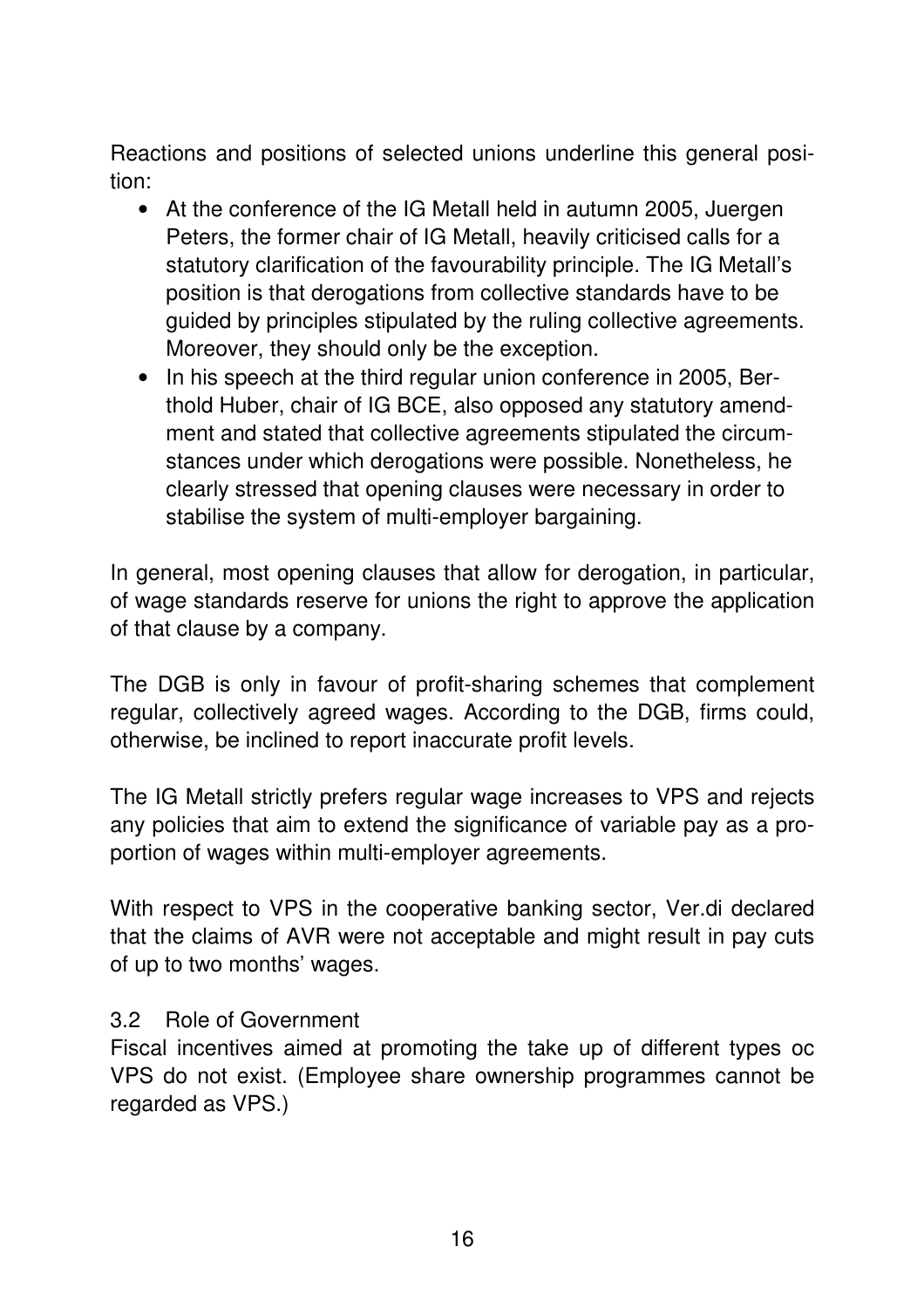Reactions and positions of selected unions underline this general position:

- At the conference of the IG Metall held in autumn 2005, Juergen Peters, the former chair of IG Metall, heavily criticised calls for a statutory clarification of the favourability principle. The IG Metall's position is that derogations from collective standards have to be guided by principles stipulated by the ruling collective agreements. Moreover, they should only be the exception.
- In his speech at the third regular union conference in 2005, Berthold Huber, chair of IG BCE, also opposed any statutory amendment and stated that collective agreements stipulated the circumstances under which derogations were possible. Nonetheless, he clearly stressed that opening clauses were necessary in order to stabilise the system of multi-employer bargaining.

In general, most opening clauses that allow for derogation, in particular, of wage standards reserve for unions the right to approve the application of that clause by a company.

The DGB is only in favour of profit-sharing schemes that complement regular, collectively agreed wages. According to the DGB, firms could, otherwise, be inclined to report inaccurate profit levels.

The IG Metall strictly prefers regular wage increases to VPS and rejects any policies that aim to extend the significance of variable pay as a proportion of wages within multi-employer agreements.

With respect to VPS in the cooperative banking sector, Ver.di declared that the claims of AVR were not acceptable and might result in pay cuts of up to two months' wages.

### 3.2 Role of Government

Fiscal incentives aimed at promoting the take up of different types oc VPS do not exist. (Employee share ownership programmes cannot be regarded as VPS.)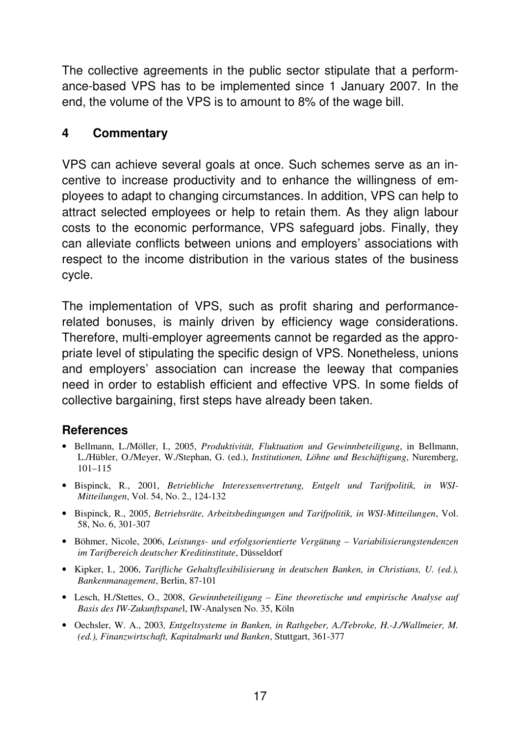The collective agreements in the public sector stipulate that a performance-based VPS has to be implemented since 1 January 2007. In the end, the volume of the VPS is to amount to 8% of the wage bill.

## 4 Commentary

VPS can achieve several goals at once. Such schemes serve as an incentive to increase productivity and to enhance the willingness of employees to adapt to changing circumstances. In addition, VPS can help to attract selected employees or help to retain them. As they align labour costs to the economic performance, VPS safeguard jobs. Finally, they can alleviate conflicts between unions and employers' associations with respect to the income distribution in the various states of the business cycle.

The implementation of VPS, such as profit sharing and performance-related bonuses, is mainly driven by efficiency wage considerations. Therefore, multi-employer agreements cannot be regarded as the appropriate level of stipulating the specific design of VPS. Nonetheless, unions and employers' association can increase the leeway that companies need in order to establish efficient and effective VPS. In some fields of collective bargaining, first steps have already been taken.

### References

- Bellmann, L./Möller, I., 2005, *Produktivität, Fluktuation und Gewinnbeteiligung*, in Bellmann, L./Hübler, O./Meyer, W./Stephan, G. (ed.), *Institutionen, Löhne und Beschäftigung*, Nuremberg, 101–115
- Bispinck, R., 2001, *Betriebliche Interessenvertretung, Entgelt und Tarifpolitik, in WSI-Mitteilungen*, Vol. 54, No. 2., 124-132
- Bispinck, R., 2005, *Betriebsräte, Arbeitsbedingungen und Tarifpolitik, in WSI-Mitteilungen*, Vol. 58, No. 6, 301-307
- Böhmer, Nicole, 2006, *Leistungs- und erfolgsorientierte Vergütung – Variabilisierungstendenzen im Tarifbereich deutscher Kreditinstitute*, Düsseldorf
- Kipker, I., 2006, *Tarifliche Gehaltsflexibilisierung in deutschen Banken, in Christians, U. (ed.), Bankenmanagement*, Berlin, 87-101
- Lesch, H./Stettes, O., 2008, *Gewinnbeteiligung – Eine theoretische und empirische Analyse auf Basis des IW-Zukunftspanel*, IW-Analysen No. 35, Köln
- Oechsler, W. A., 2003*, Entgeltsysteme in Banken, in Rathgeber, A./Tebroke, H.-J./Wallmeier, M. (ed.), Finanzwirtschaft, Kapitalmarkt und Banken*, Stuttgart, 361-377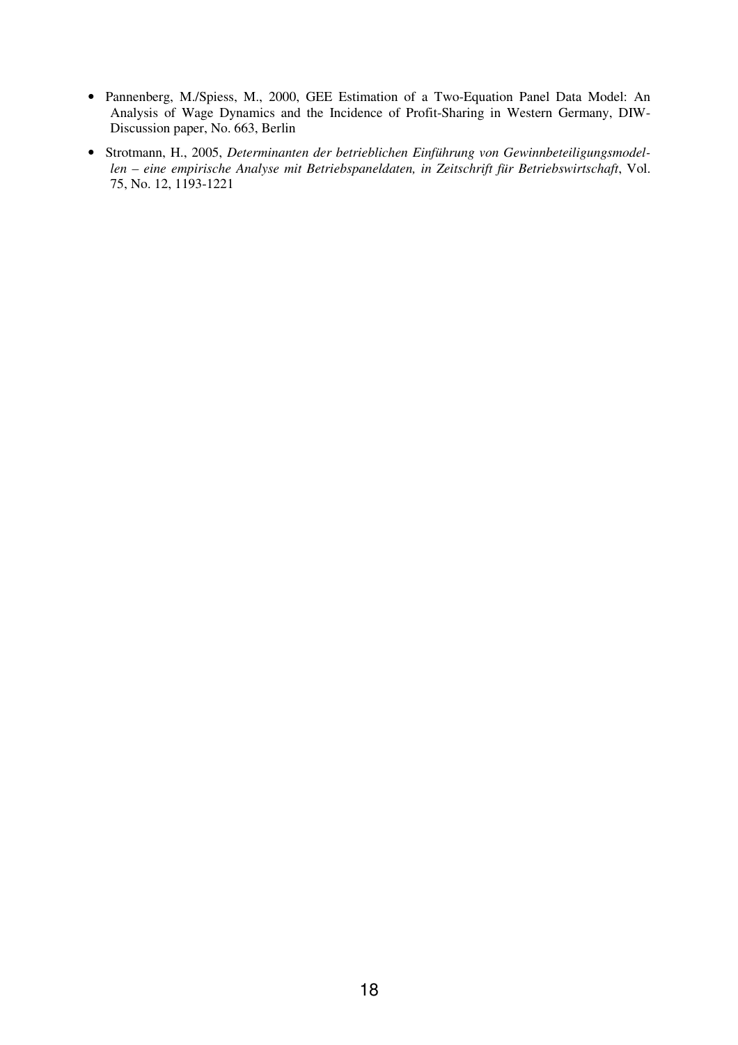- Pannenberg, M./Spiess, M., 2000, GEE Estimation of a Two-Equation Panel Data Model: An Analysis of Wage Dynamics and the Incidence of Profit-Sharing in Western Germany, DIW-Discussion paper, No. 663, Berlin
- Strotmann, H., 2005, *Determinanten der betrieblichen Einführung von Gewinnbeteiligungsmodellen – eine empirische Analyse mit Betriebspaneldaten, in Zeitschrift für Betriebswirtschaft*, Vol. 75, No. 12, 1193-1221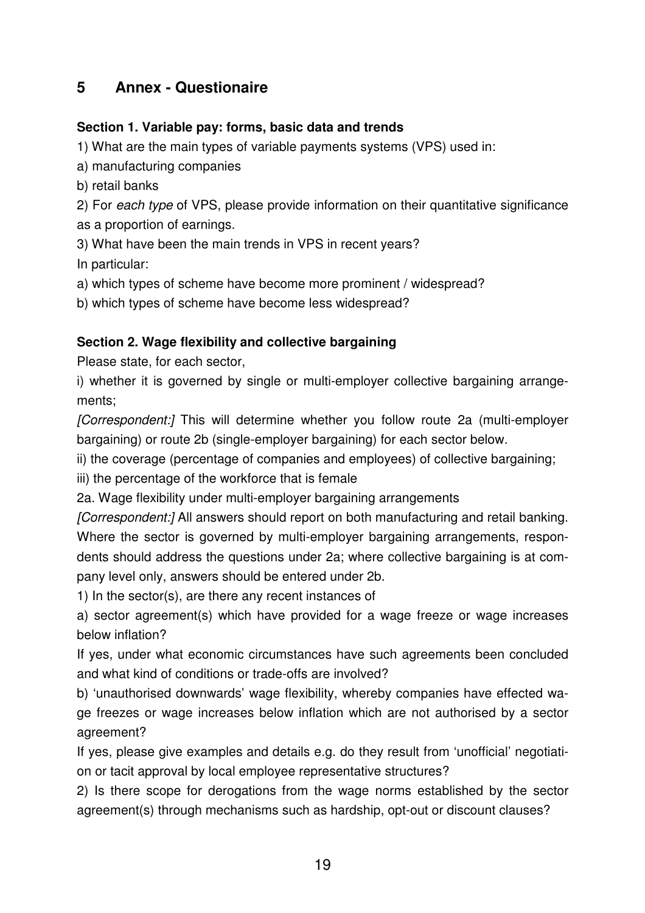# 5 Annex - Questionaire

**Section 1. Variable pay: forms, basic data and trends**

1) What are the main types of variable payments systems (VPS) used in:

a) manufacturing companies

b) retail banks

2) For *each type* of VPS, please provide information on their quantitative significance as a proportion of earnings.

3) What have been the main trends in VPS in recent years?

In particular:

a) which types of scheme have become more prominent / widespread?

b) which types of scheme have become less widespread?

**Section 2. Wage flexibility and collective bargaining**

Please state, for each sector,

i) whether it is governed by single or multi-employer collective bargaining arrangements;

*[Correspondent:]* This will determine whether you follow route 2a (multi-employer bargaining) or route 2b (single-employer bargaining) for each sector below.

ii) the coverage (percentage of companies and employees) of collective bargaining;

iii) the percentage of the workforce that is female

2a. Wage flexibility under multi-employer bargaining arrangements

*[Correspondent:]* All answers should report on both manufacturing and retail banking. Where the sector is governed by multi-employer bargaining arrangements, respondents should address the questions under 2a; where collective bargaining is at company level only, answers should be entered under 2b.

1) In the sector(s), are there any recent instances of

a) sector agreement(s) which have provided for a wage freeze or wage increases below inflation?

If yes, under what economic circumstances have such agreements been concluded and what kind of conditions or trade-offs are involved?

b) 'unauthorised downwards' wage flexibility, whereby companies have effected wage freezes or wage increases below inflation which are not authorised by a sector agreement?

If yes, please give examples and details e.g. do they result from 'unofficial' negotiation or tacit approval by local employee representative structures?

2) Is there scope for derogations from the wage norms established by the sector agreement(s) through mechanisms such as hardship, opt-out or discount clauses?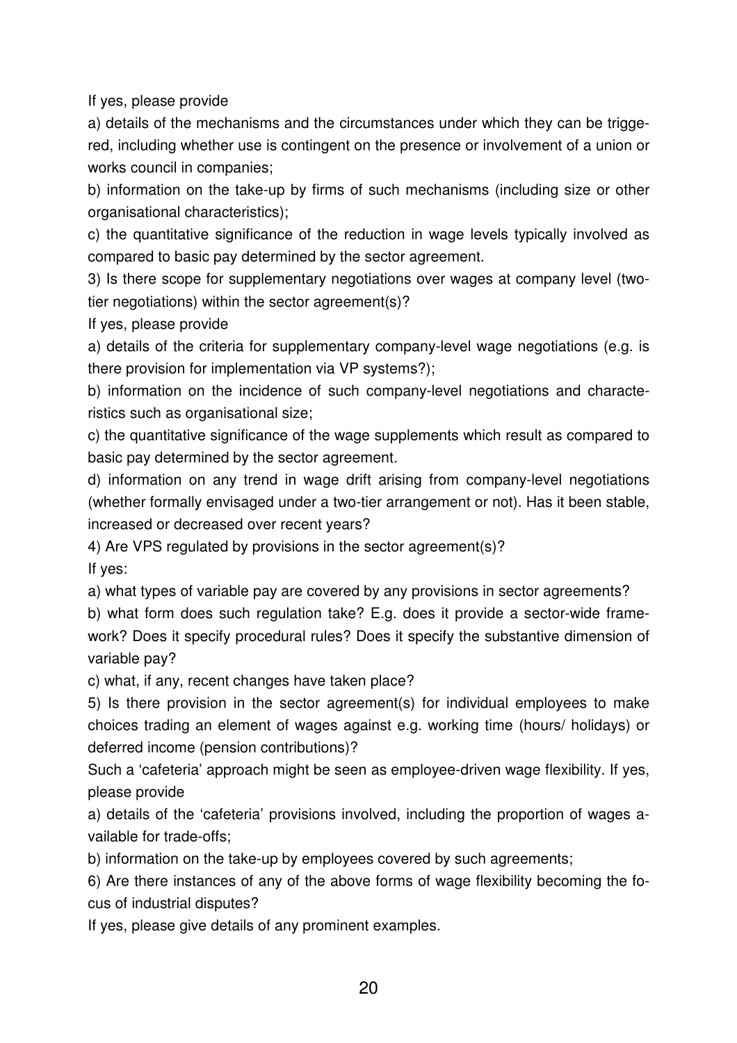If yes, please provide

a) details of the mechanisms and the circumstances under which they can be triggered, including whether use is contingent on the presence or involvement of a union or works council in companies;

b) information on the take-up by firms of such mechanisms (including size or other organisational characteristics);

c) the quantitative significance of the reduction in wage levels typically involved as compared to basic pay determined by the sector agreement.

3) Is there scope for supplementary negotiations over wages at company level (two-tier negotiations) within the sector agreement(s)?

If yes, please provide

a) details of the criteria for supplementary company-level wage negotiations (e.g. is there provision for implementation via VP systems?);

b) information on the incidence of such company-level negotiations and characteristics such as organisational size;

c) the quantitative significance of the wage supplements which result as compared to basic pay determined by the sector agreement.

d) information on any trend in wage drift arising from company-level negotiations (whether formally envisaged under a two-tier arrangement or not). Has it been stable, increased or decreased over recent years?

4) Are VPS regulated by provisions in the sector agreement(s)?

If yes:

a) what types of variable pay are covered by any provisions in sector agreements?

b) what form does such regulation take? E.g. does it provide a sector-wide framework? Does it specify procedural rules? Does it specify the substantive dimension of variable pay?

c) what, if any, recent changes have taken place?

5) Is there provision in the sector agreement(s) for individual employees to make choices trading an element of wages against e.g. working time (hours/ holidays) or deferred income (pension contributions)?

Such a 'cafeteria' approach might be seen as employee-driven wage flexibility. If yes, please provide

a) details of the 'cafeteria' provisions involved, including the proportion of wages available for trade-offs;

b) information on the take-up by employees covered by such agreements;

6) Are there instances of any of the above forms of wage flexibility becoming the focus of industrial disputes?

If yes, please give details of any prominent examples.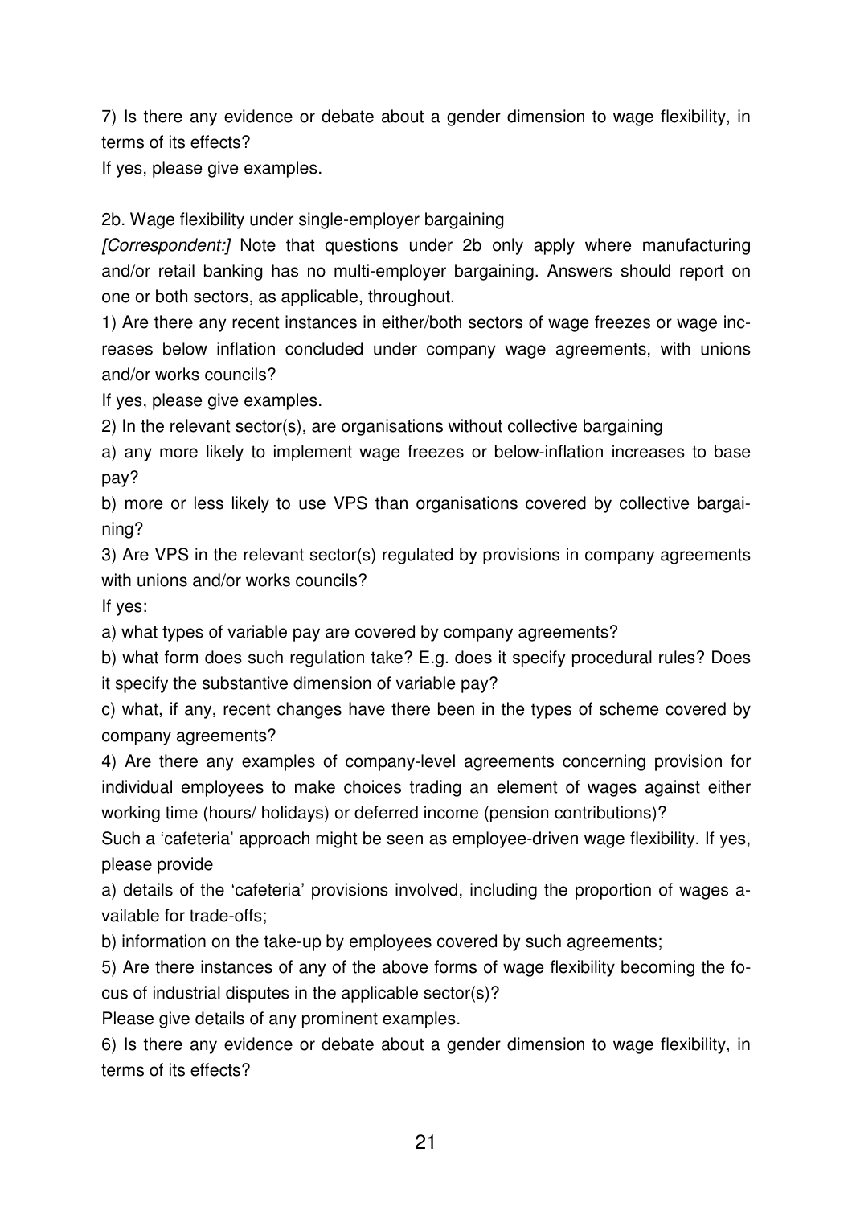7) Is there any evidence or debate about a gender dimension to wage flexibility, in terms of its effects?

If yes, please give examples.

2b. Wage flexibility under single-employer bargaining

*[Correspondent:]* Note that questions under 2b only apply where manufacturing and/or retail banking has no multi-employer bargaining. Answers should report on one or both sectors, as applicable, throughout.

1) Are there any recent instances in either/both sectors of wage freezes or wage increases below inflation concluded under company wage agreements, with unions and/or works councils?

If yes, please give examples.

2) In the relevant sector(s), are organisations without collective bargaining

a) any more likely to implement wage freezes or below-inflation increases to base pay?

b) more or less likely to use VPS than organisations covered by collective bargaining?

3) Are VPS in the relevant sector(s) regulated by provisions in company agreements with unions and/or works councils?

If yes:

a) what types of variable pay are covered by company agreements?

b) what form does such regulation take? E.g. does it specify procedural rules? Does it specify the substantive dimension of variable pay?

c) what, if any, recent changes have there been in the types of scheme covered by company agreements?

4) Are there any examples of company-level agreements concerning provision for individual employees to make choices trading an element of wages against either working time (hours/ holidays) or deferred income (pension contributions)?

Such a 'cafeteria' approach might be seen as employee-driven wage flexibility. If yes, please provide

a) details of the 'cafeteria' provisions involved, including the proportion of wages available for trade-offs;

b) information on the take-up by employees covered by such agreements;

5) Are there instances of any of the above forms of wage flexibility becoming the focus of industrial disputes in the applicable sector(s)?

Please give details of any prominent examples.

6) Is there any evidence or debate about a gender dimension to wage flexibility, in terms of its effects?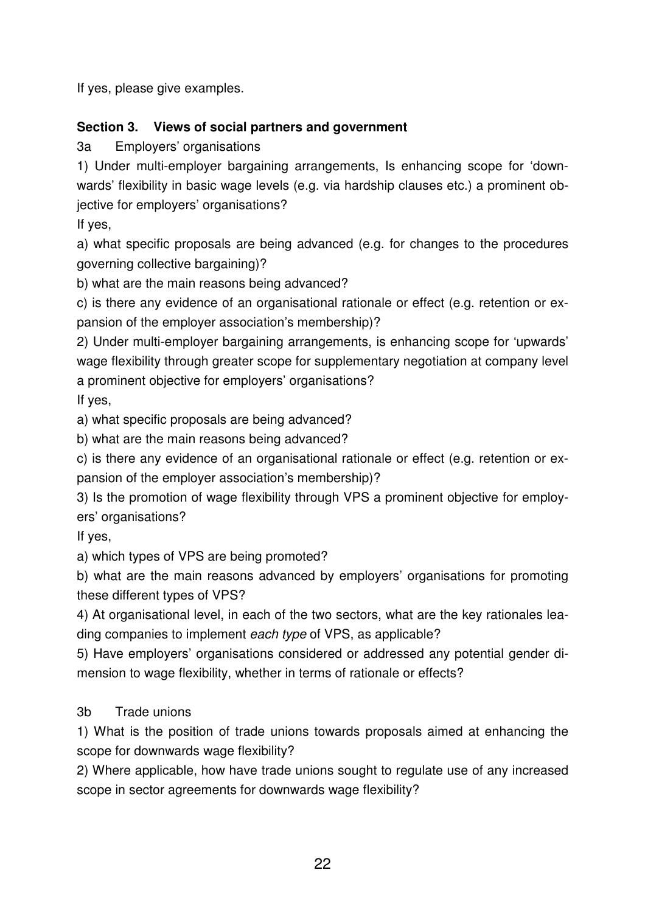If yes, please give examples.

## Section 3. Views of social partners and government

### 3a Employers' organisations

1) Under multi-employer bargaining arrangements, Is enhancing scope for 'downwards' flexibility in basic wage levels (e.g. via hardship clauses etc.) a prominent objective for employers' organisations?

If yes,

a) what specific proposals are being advanced (e.g. for changes to the procedures governing collective bargaining)?

b) what are the main reasons being advanced?

c) is there any evidence of an organisational rationale or effect (e.g. retention or expansion of the employer association's membership)?

2) Under multi-employer bargaining arrangements, is enhancing scope for 'upwards' wage flexibility through greater scope for supplementary negotiation at company level a prominent objective for employers' organisations?

If yes,

a) what specific proposals are being advanced?

b) what are the main reasons being advanced?

c) is there any evidence of an organisational rationale or effect (e.g. retention or expansion of the employer association's membership)?

3) Is the promotion of wage flexibility through VPS a prominent objective for employers' organisations?

If yes,

a) which types of VPS are being promoted?

b) what are the main reasons advanced by employers' organisations for promoting these different types of VPS?

4) At organisational level, in each of the two sectors, what are the key rationales leading companies to implement *each type* of VPS, as applicable?

5) Have employers' organisations considered or addressed any potential gender dimension to wage flexibility, whether in terms of rationale or effects?

### 3b Trade unions

1) What is the position of trade unions towards proposals aimed at enhancing the scope for downwards wage flexibility?

2) Where applicable, how have trade unions sought to regulate use of any increased scope in sector agreements for downwards wage flexibility?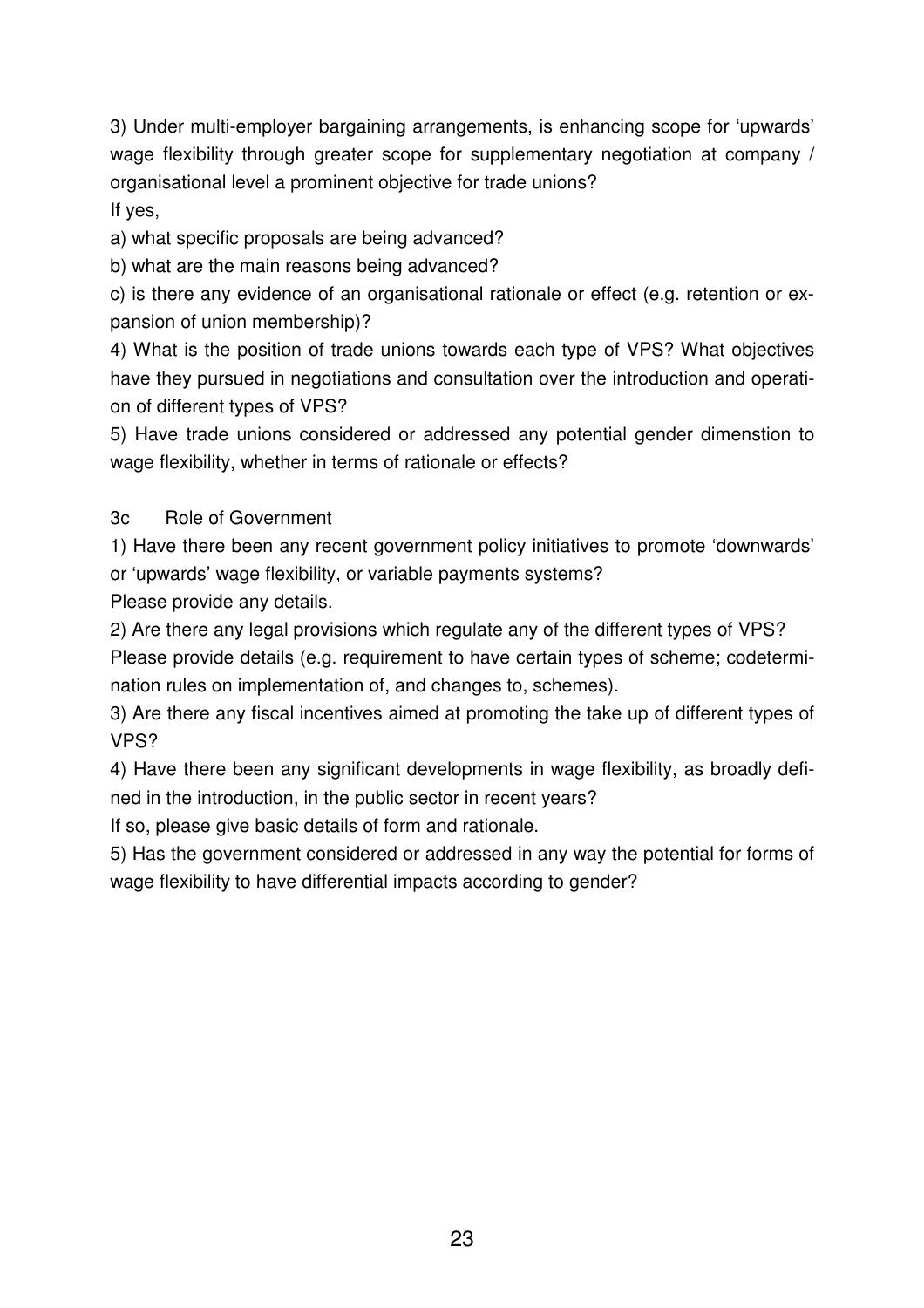3) Under multi-employer bargaining arrangements, is enhancing scope for 'upwards' wage flexibility through greater scope for supplementary negotiation at company / organisational level a prominent objective for trade unions?

If yes,

a) what specific proposals are being advanced?

b) what are the main reasons being advanced?

c) is there any evidence of an organisational rationale or effect (e.g. retention or expansion of union membership)?

4) What is the position of trade unions towards each type of VPS? What objectives have they pursued in negotiations and consultation over the introduction and operation of different types of VPS?

5) Have trade unions considered or addressed any potential gender dimenstion to wage flexibility, whether in terms of rationale or effects?

## 3c Role of Government

1) Have there been any recent government policy initiatives to promote 'downwards' or 'upwards' wage flexibility, or variable payments systems?

Please provide any details.

2) Are there any legal provisions which regulate any of the different types of VPS? Please provide details (e.g. requirement to have certain types of scheme; codetermination rules on implementation of, and changes to, schemes).

3) Are there any fiscal incentives aimed at promoting the take up of different types of VPS?

4) Have there been any significant developments in wage flexibility, as broadly defined in the introduction, in the public sector in recent years?

If so, please give basic details of form and rationale.

5) Has the government considered or addressed in any way the potential for forms of wage flexibility to have differential impacts according to gender?